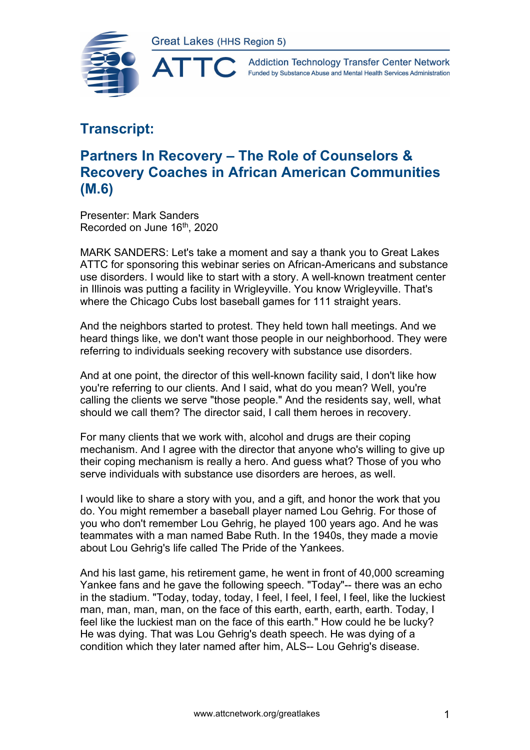# Transcript:

## Partners In Recovery – The Role of Counselors & Recovery Coaches in African American Communities (M.6)

Presenter: Mark Sanders
Recorded on June 16th, 2020

MARK SANDERS: Let's take a moment and say a thank you to Great Lakes ATTC for sponsoring this webinar series on African-Americans and substance use disorders. I would like to start with a story. A well-known treatment center in Illinois was putting a facility in Wrigleyville. You know Wrigleyville. That's where the Chicago Cubs lost baseball games for 111 straight years.

And the neighbors started to protest. They held town hall meetings. And we heard things like, we don't want those people in our neighborhood. They were referring to individuals seeking recovery with substance use disorders.

And at one point, the director of this well-known facility said, I don't like how you're referring to our clients. And I said, what do you mean? Well, you're calling the clients we serve "those people." And the residents say, well, what should we call them? The director said, I call them heroes in recovery.

For many clients that we work with, alcohol and drugs are their coping mechanism. And I agree with the director that anyone who's willing to give up their coping mechanism is really a hero. And guess what? Those of you who serve individuals with substance use disorders are heroes, as well.

I would like to share a story with you, and a gift, and honor the work that you do. You might remember a baseball player named Lou Gehrig. For those of you who don't remember Lou Gehrig, he played 100 years ago. And he was teammates with a man named Babe Ruth. In the 1940s, they made a movie about Lou Gehrig's life called The Pride of the Yankees.

And his last game, his retirement game, he went in front of 40,000 screaming Yankee fans and he gave the following speech. "Today"-- there was an echo in the stadium. "Today, today, today, I feel, I feel, I feel, I feel, like the luckiest man, man, man, man, on the face of this earth, earth, earth, earth. Today, I feel like the luckiest man on the face of this earth." How could he be lucky? He was dying. That was Lou Gehrig's death speech. He was dying of a condition which they later named after him, ALS-- Lou Gehrig's disease.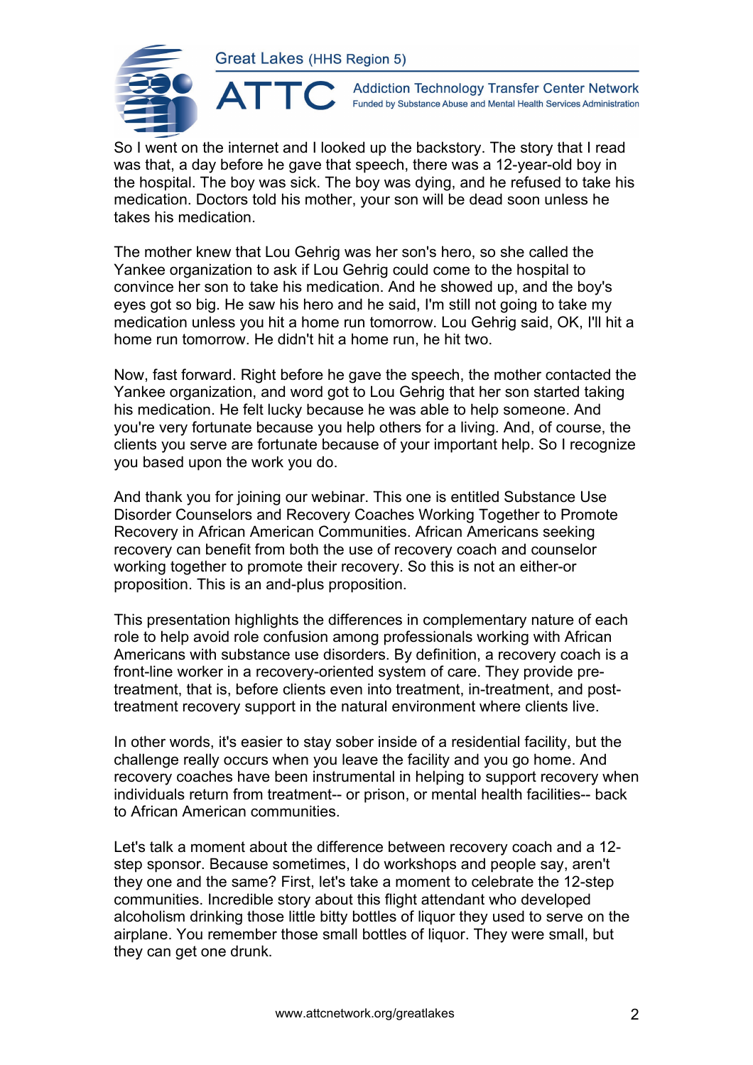So I went on the internet and I looked up the backstory. The story that I read was that, a day before he gave that speech, there was a 12-year-old boy in the hospital. The boy was sick. The boy was dying, and he refused to take his medication. Doctors told his mother, your son will be dead soon unless he takes his medication.

The mother knew that Lou Gehrig was her son's hero, so she called the Yankee organization to ask if Lou Gehrig could come to the hospital to convince her son to take his medication. And he showed up, and the boy's eyes got so big. He saw his hero and he said, I'm still not going to take my medication unless you hit a home run tomorrow. Lou Gehrig said, OK, I'll hit a home run tomorrow. He didn't hit a home run, he hit two.

Now, fast forward. Right before he gave the speech, the mother contacted the Yankee organization, and word got to Lou Gehrig that her son started taking his medication. He felt lucky because he was able to help someone. And you're very fortunate because you help others for a living. And, of course, the clients you serve are fortunate because of your important help. So I recognize you based upon the work you do.

And thank you for joining our webinar. This one is entitled Substance Use Disorder Counselors and Recovery Coaches Working Together to Promote Recovery in African American Communities. African Americans seeking recovery can benefit from both the use of recovery coach and counselor working together to promote their recovery. So this is not an either-or proposition. This is an and-plus proposition.

This presentation highlights the differences in complementary nature of each role to help avoid role confusion among professionals working with African Americans with substance use disorders. By definition, a recovery coach is a front-line worker in a recovery-oriented system of care. They provide pre-treatment, that is, before clients even into treatment, in-treatment, and post-treatment recovery support in the natural environment where clients live.

In other words, it's easier to stay sober inside of a residential facility, but the challenge really occurs when you leave the facility and you go home. And recovery coaches have been instrumental in helping to support recovery when individuals return from treatment-- or prison, or mental health facilities-- back to African American communities.

Let's talk a moment about the difference between recovery coach and a 12-step sponsor. Because sometimes, I do workshops and people say, aren't they one and the same? First, let's take a moment to celebrate the 12-step communities. Incredible story about this flight attendant who developed alcoholism drinking those little bitty bottles of liquor they used to serve on the airplane. You remember those small bottles of liquor. They were small, but they can get one drunk.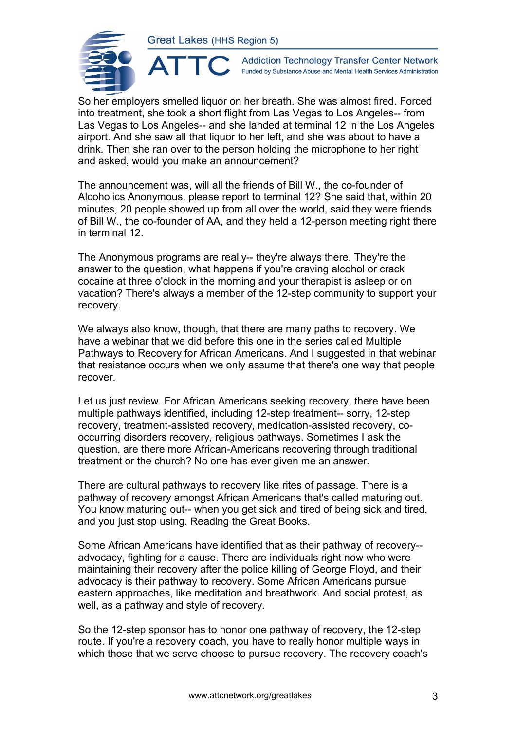So her employers smelled liquor on her breath. She was almost fired. Forced into treatment, she took a short flight from Las Vegas to Los Angeles-- from Las Vegas to Los Angeles-- and she landed at terminal 12 in the Los Angeles airport. And she saw all that liquor to her left, and she was about to have a drink. Then she ran over to the person holding the microphone to her right and asked, would you make an announcement?

The announcement was, will all the friends of Bill W., the co-founder of Alcoholics Anonymous, please report to terminal 12? She said that, within 20 minutes, 20 people showed up from all over the world, said they were friends of Bill W., the co-founder of AA, and they held a 12-person meeting right there in terminal 12.

The Anonymous programs are really-- they're always there. They're the answer to the question, what happens if you're craving alcohol or crack cocaine at three o'clock in the morning and your therapist is asleep or on vacation? There's always a member of the 12-step community to support your recovery.

We always also know, though, that there are many paths to recovery. We have a webinar that we did before this one in the series called Multiple Pathways to Recovery for African Americans. And I suggested in that webinar that resistance occurs when we only assume that there's one way that people recover.

Let us just review. For African Americans seeking recovery, there have been multiple pathways identified, including 12-step treatment-- sorry, 12-step recovery, treatment-assisted recovery, medication-assisted recovery, co-occurring disorders recovery, religious pathways. Sometimes I ask the question, are there more African-Americans recovering through traditional treatment or the church? No one has ever given me an answer.

There are cultural pathways to recovery like rites of passage. There is a pathway of recovery amongst African Americans that's called maturing out. You know maturing out-- when you get sick and tired of being sick and tired, and you just stop using. Reading the Great Books.

Some African Americans have identified that as their pathway of recovery-- advocacy, fighting for a cause. There are individuals right now who were maintaining their recovery after the police killing of George Floyd, and their advocacy is their pathway to recovery. Some African Americans pursue eastern approaches, like meditation and breathwork. And social protest, as well, as a pathway and style of recovery.

So the 12-step sponsor has to honor one pathway of recovery, the 12-step route. If you're a recovery coach, you have to really honor multiple ways in which those that we serve choose to pursue recovery. The recovery coach's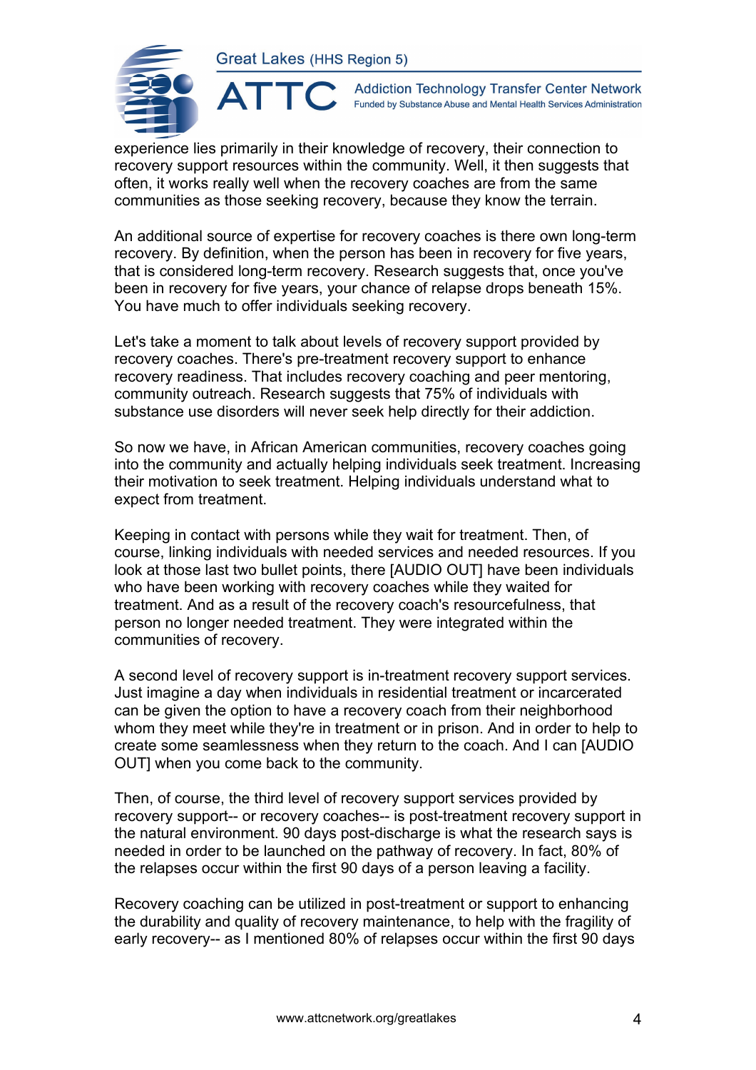experience lies primarily in their knowledge of recovery, their connection to recovery support resources within the community. Well, it then suggests that often, it works really well when the recovery coaches are from the same communities as those seeking recovery, because they know the terrain.

An additional source of expertise for recovery coaches is there own long-term recovery. By definition, when the person has been in recovery for five years, that is considered long-term recovery. Research suggests that, once you've been in recovery for five years, your chance of relapse drops beneath 15%. You have much to offer individuals seeking recovery.

Let's take a moment to talk about levels of recovery support provided by recovery coaches. There's pre-treatment recovery support to enhance recovery readiness. That includes recovery coaching and peer mentoring, community outreach. Research suggests that 75% of individuals with substance use disorders will never seek help directly for their addiction.

So now we have, in African American communities, recovery coaches going into the community and actually helping individuals seek treatment. Increasing their motivation to seek treatment. Helping individuals understand what to expect from treatment.

Keeping in contact with persons while they wait for treatment. Then, of course, linking individuals with needed services and needed resources. If you look at those last two bullet points, there [AUDIO OUT] have been individuals who have been working with recovery coaches while they waited for treatment. And as a result of the recovery coach's resourcefulness, that person no longer needed treatment. They were integrated within the communities of recovery.

A second level of recovery support is in-treatment recovery support services. Just imagine a day when individuals in residential treatment or incarcerated can be given the option to have a recovery coach from their neighborhood whom they meet while they're in treatment or in prison. And in order to help to create some seamlessness when they return to the coach. And I can [AUDIO OUT] when you come back to the community.

Then, of course, the third level of recovery support services provided by recovery support-- or recovery coaches-- is post-treatment recovery support in the natural environment. 90 days post-discharge is what the research says is needed in order to be launched on the pathway of recovery. In fact, 80% of the relapses occur within the first 90 days of a person leaving a facility.

Recovery coaching can be utilized in post-treatment or support to enhancing the durability and quality of recovery maintenance, to help with the fragility of early recovery-- as I mentioned 80% of relapses occur within the first 90 days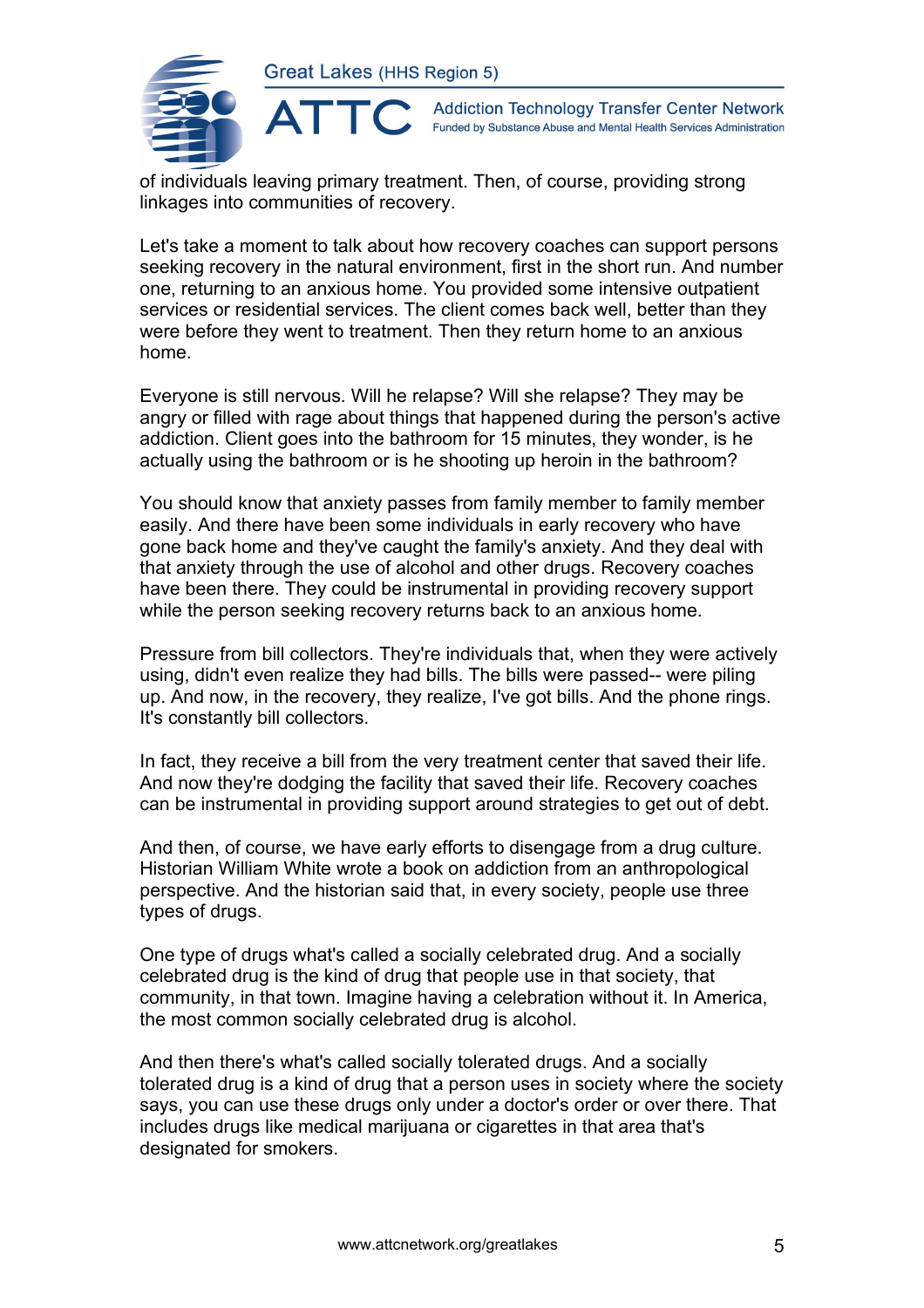of individuals leaving primary treatment. Then, of course, providing strong linkages into communities of recovery.

Let's take a moment to talk about how recovery coaches can support persons seeking recovery in the natural environment, first in the short run. And number one, returning to an anxious home. You provided some intensive outpatient services or residential services. The client comes back well, better than they were before they went to treatment. Then they return home to an anxious home.

Everyone is still nervous. Will he relapse? Will she relapse? They may be angry or filled with rage about things that happened during the person's active addiction. Client goes into the bathroom for 15 minutes, they wonder, is he actually using the bathroom or is he shooting up heroin in the bathroom?

You should know that anxiety passes from family member to family member easily. And there have been some individuals in early recovery who have gone back home and they've caught the family's anxiety. And they deal with that anxiety through the use of alcohol and other drugs. Recovery coaches have been there. They could be instrumental in providing recovery support while the person seeking recovery returns back to an anxious home.

Pressure from bill collectors. They're individuals that, when they were actively using, didn't even realize they had bills. The bills were passed-- were piling up. And now, in the recovery, they realize, I've got bills. And the phone rings. It's constantly bill collectors.

In fact, they receive a bill from the very treatment center that saved their life. And now they're dodging the facility that saved their life. Recovery coaches can be instrumental in providing support around strategies to get out of debt.

And then, of course, we have early efforts to disengage from a drug culture. Historian William White wrote a book on addiction from an anthropological perspective. And the historian said that, in every society, people use three types of drugs.

One type of drugs what's called a socially celebrated drug. And a socially celebrated drug is the kind of drug that people use in that society, that community, in that town. Imagine having a celebration without it. In America, the most common socially celebrated drug is alcohol.

And then there's what's called socially tolerated drugs. And a socially tolerated drug is a kind of drug that a person uses in society where the society says, you can use these drugs only under a doctor's order or over there. That includes drugs like medical marijuana or cigarettes in that area that's designated for smokers.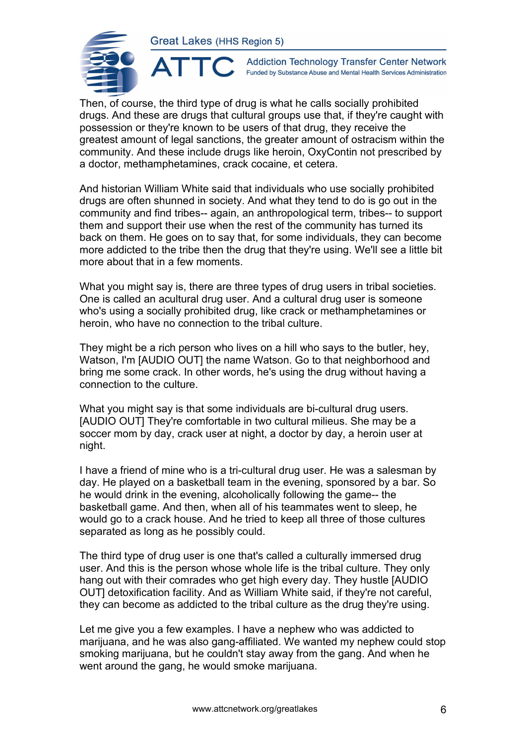Then, of course, the third type of drug is what he calls socially prohibited drugs. And these are drugs that cultural groups use that, if they're caught with possession or they're known to be users of that drug, they receive the greatest amount of legal sanctions, the greater amount of ostracism within the community. And these include drugs like heroin, OxyContin not prescribed by a doctor, methamphetamines, crack cocaine, et cetera.

And historian William White said that individuals who use socially prohibited drugs are often shunned in society. And what they tend to do is go out in the community and find tribes-- again, an anthropological term, tribes-- to support them and support their use when the rest of the community has turned its back on them. He goes on to say that, for some individuals, they can become more addicted to the tribe then the drug that they're using. We'll see a little bit more about that in a few moments.

What you might say is, there are three types of drug users in tribal societies. One is called an acultural drug user. And a cultural drug user is someone who's using a socially prohibited drug, like crack or methamphetamines or heroin, who have no connection to the tribal culture.

They might be a rich person who lives on a hill who says to the butler, hey, Watson, I'm [AUDIO OUT] the name Watson. Go to that neighborhood and bring me some crack. In other words, he's using the drug without having a connection to the culture.

What you might say is that some individuals are bi-cultural drug users. [AUDIO OUT] They're comfortable in two cultural milieus. She may be a soccer mom by day, crack user at night, a doctor by day, a heroin user at night.

I have a friend of mine who is a tri-cultural drug user. He was a salesman by day. He played on a basketball team in the evening, sponsored by a bar. So he would drink in the evening, alcoholically following the game-- the basketball game. And then, when all of his teammates went to sleep, he would go to a crack house. And he tried to keep all three of those cultures separated as long as he possibly could.

The third type of drug user is one that's called a culturally immersed drug user. And this is the person whose whole life is the tribal culture. They only hang out with their comrades who get high every day. They hustle [AUDIO OUT] detoxification facility. And as William White said, if they're not careful, they can become as addicted to the tribal culture as the drug they're using.

Let me give you a few examples. I have a nephew who was addicted to marijuana, and he was also gang-affiliated. We wanted my nephew could stop smoking marijuana, but he couldn't stay away from the gang. And when he went around the gang, he would smoke marijuana.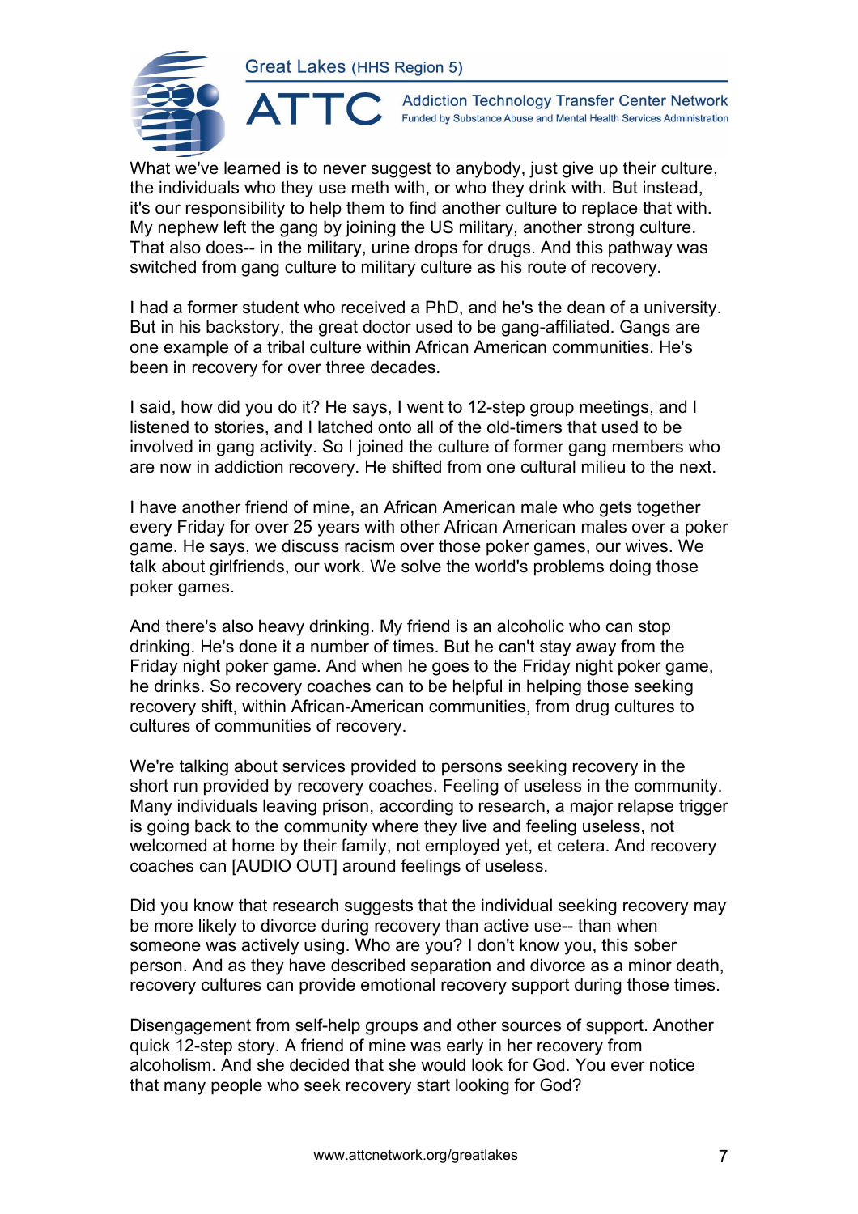What we've learned is to never suggest to anybody, just give up their culture, the individuals who they use meth with, or who they drink with. But instead, it's our responsibility to help them to find another culture to replace that with. My nephew left the gang by joining the US military, another strong culture. That also does-- in the military, urine drops for drugs. And this pathway was switched from gang culture to military culture as his route of recovery.

I had a former student who received a PhD, and he's the dean of a university. But in his backstory, the great doctor used to be gang-affiliated. Gangs are one example of a tribal culture within African American communities. He's been in recovery for over three decades.

I said, how did you do it? He says, I went to 12-step group meetings, and I listened to stories, and I latched onto all of the old-timers that used to be involved in gang activity. So I joined the culture of former gang members who are now in addiction recovery. He shifted from one cultural milieu to the next.

I have another friend of mine, an African American male who gets together every Friday for over 25 years with other African American males over a poker game. He says, we discuss racism over those poker games, our wives. We talk about girlfriends, our work. We solve the world's problems doing those poker games.

And there's also heavy drinking. My friend is an alcoholic who can stop drinking. He's done it a number of times. But he can't stay away from the Friday night poker game. And when he goes to the Friday night poker game, he drinks. So recovery coaches can to be helpful in helping those seeking recovery shift, within African-American communities, from drug cultures to cultures of communities of recovery.

We're talking about services provided to persons seeking recovery in the short run provided by recovery coaches. Feeling of useless in the community. Many individuals leaving prison, according to research, a major relapse trigger is going back to the community where they live and feeling useless, not welcomed at home by their family, not employed yet, et cetera. And recovery coaches can [AUDIO OUT] around feelings of useless.

Did you know that research suggests that the individual seeking recovery may be more likely to divorce during recovery than active use-- than when someone was actively using. Who are you? I don't know you, this sober person. And as they have described separation and divorce as a minor death, recovery cultures can provide emotional recovery support during those times.

Disengagement from self-help groups and other sources of support. Another quick 12-step story. A friend of mine was early in her recovery from alcoholism. And she decided that she would look for God. You ever notice that many people who seek recovery start looking for God?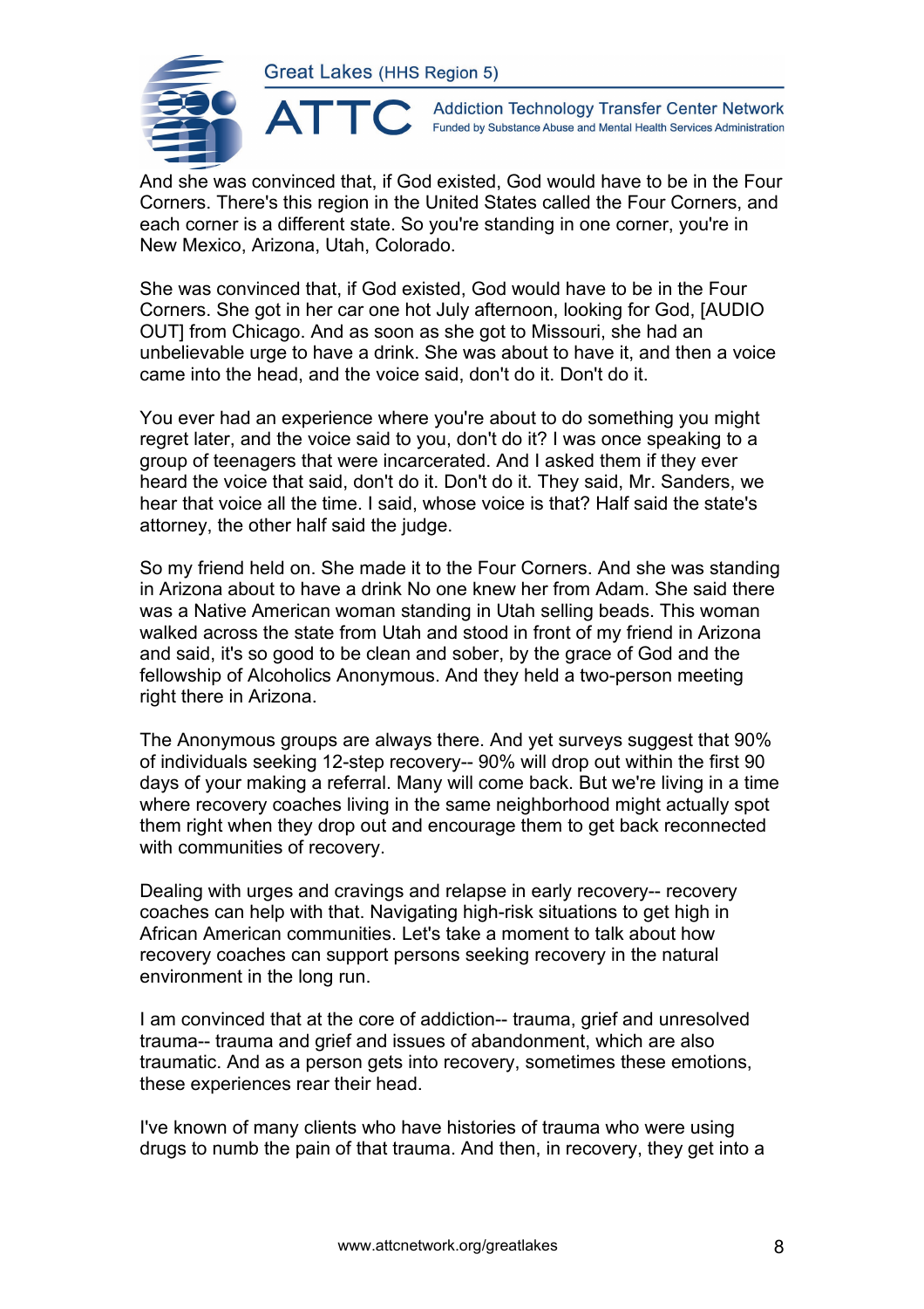And she was convinced that, if God existed, God would have to be in the Four Corners. There's this region in the United States called the Four Corners, and each corner is a different state. So you're standing in one corner, you're in New Mexico, Arizona, Utah, Colorado.

She was convinced that, if God existed, God would have to be in the Four Corners. She got in her car one hot July afternoon, looking for God, [AUDIO OUT] from Chicago. And as soon as she got to Missouri, she had an unbelievable urge to have a drink. She was about to have it, and then a voice came into the head, and the voice said, don't do it. Don't do it.

You ever had an experience where you're about to do something you might regret later, and the voice said to you, don't do it? I was once speaking to a group of teenagers that were incarcerated. And I asked them if they ever heard the voice that said, don't do it. Don't do it. They said, Mr. Sanders, we hear that voice all the time. I said, whose voice is that? Half said the state's attorney, the other half said the judge.

So my friend held on. She made it to the Four Corners. And she was standing in Arizona about to have a drink No one knew her from Adam. She said there was a Native American woman standing in Utah selling beads. This woman walked across the state from Utah and stood in front of my friend in Arizona and said, it's so good to be clean and sober, by the grace of God and the fellowship of Alcoholics Anonymous. And they held a two-person meeting right there in Arizona.

The Anonymous groups are always there. And yet surveys suggest that 90% of individuals seeking 12-step recovery-- 90% will drop out within the first 90 days of your making a referral. Many will come back. But we're living in a time where recovery coaches living in the same neighborhood might actually spot them right when they drop out and encourage them to get back reconnected with communities of recovery.

Dealing with urges and cravings and relapse in early recovery-- recovery coaches can help with that. Navigating high-risk situations to get high in African American communities. Let's take a moment to talk about how recovery coaches can support persons seeking recovery in the natural environment in the long run.

I am convinced that at the core of addiction-- trauma, grief and unresolved trauma-- trauma and grief and issues of abandonment, which are also traumatic. And as a person gets into recovery, sometimes these emotions, these experiences rear their head.

I've known of many clients who have histories of trauma who were using drugs to numb the pain of that trauma. And then, in recovery, they get into a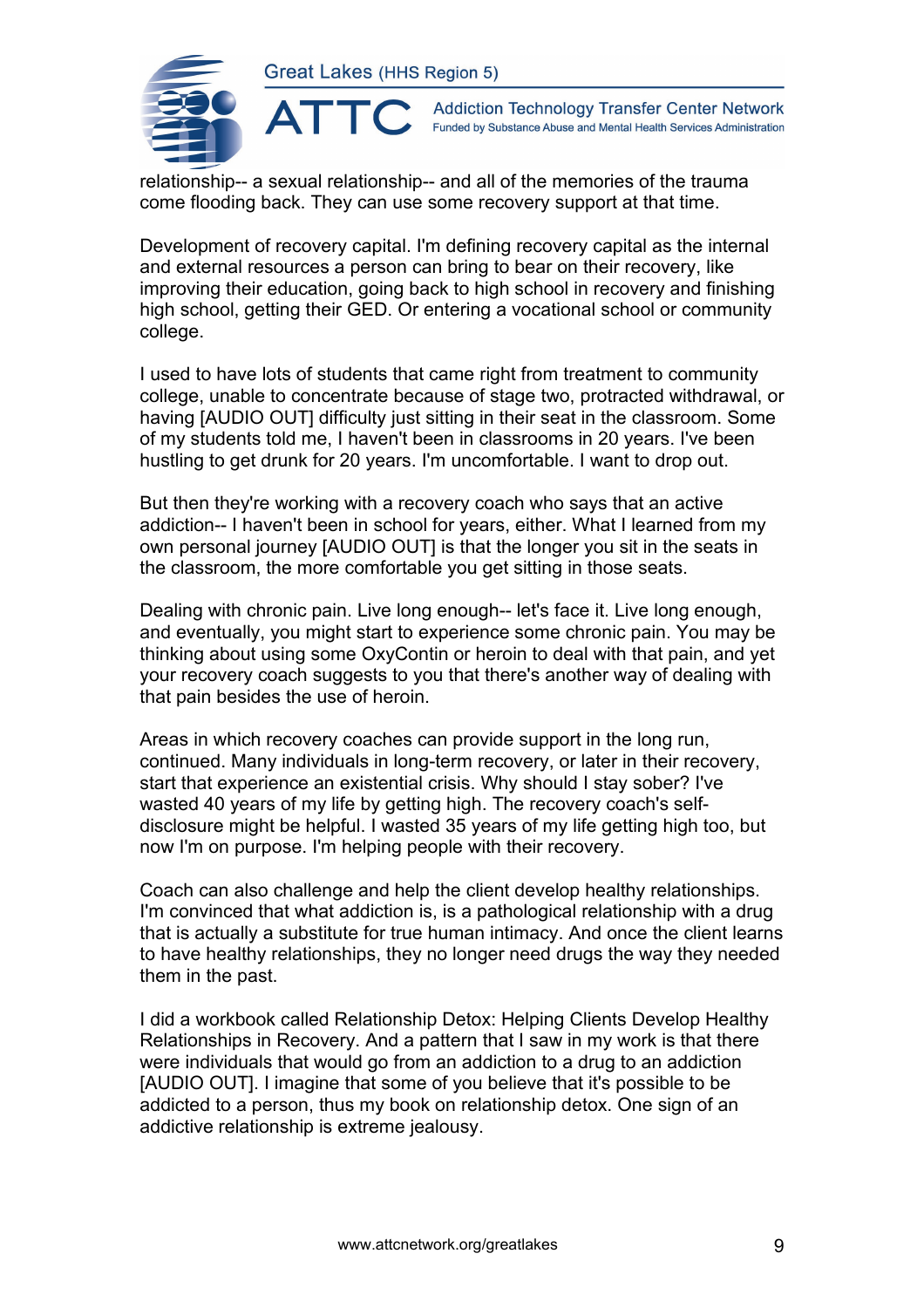relationship-- a sexual relationship-- and all of the memories of the trauma come flooding back. They can use some recovery support at that time.

Development of recovery capital. I'm defining recovery capital as the internal and external resources a person can bring to bear on their recovery, like improving their education, going back to high school in recovery and finishing high school, getting their GED. Or entering a vocational school or community college.

I used to have lots of students that came right from treatment to community college, unable to concentrate because of stage two, protracted withdrawal, or having [AUDIO OUT] difficulty just sitting in their seat in the classroom. Some of my students told me, I haven't been in classrooms in 20 years. I've been hustling to get drunk for 20 years. I'm uncomfortable. I want to drop out.

But then they're working with a recovery coach who says that an active addiction-- I haven't been in school for years, either. What I learned from my own personal journey [AUDIO OUT] is that the longer you sit in the seats in the classroom, the more comfortable you get sitting in those seats.

Dealing with chronic pain. Live long enough-- let's face it. Live long enough, and eventually, you might start to experience some chronic pain. You may be thinking about using some OxyContin or heroin to deal with that pain, and yet your recovery coach suggests to you that there's another way of dealing with that pain besides the use of heroin.

Areas in which recovery coaches can provide support in the long run, continued. Many individuals in long-term recovery, or later in their recovery, start that experience an existential crisis. Why should I stay sober? I've wasted 40 years of my life by getting high. The recovery coach's self-disclosure might be helpful. I wasted 35 years of my life getting high too, but now I'm on purpose. I'm helping people with their recovery.

Coach can also challenge and help the client develop healthy relationships. I'm convinced that what addiction is, is a pathological relationship with a drug that is actually a substitute for true human intimacy. And once the client learns to have healthy relationships, they no longer need drugs the way they needed them in the past.

I did a workbook called Relationship Detox: Helping Clients Develop Healthy Relationships in Recovery. And a pattern that I saw in my work is that there were individuals that would go from an addiction to a drug to an addiction [AUDIO OUT]. I imagine that some of you believe that it's possible to be addicted to a person, thus my book on relationship detox. One sign of an addictive relationship is extreme jealousy.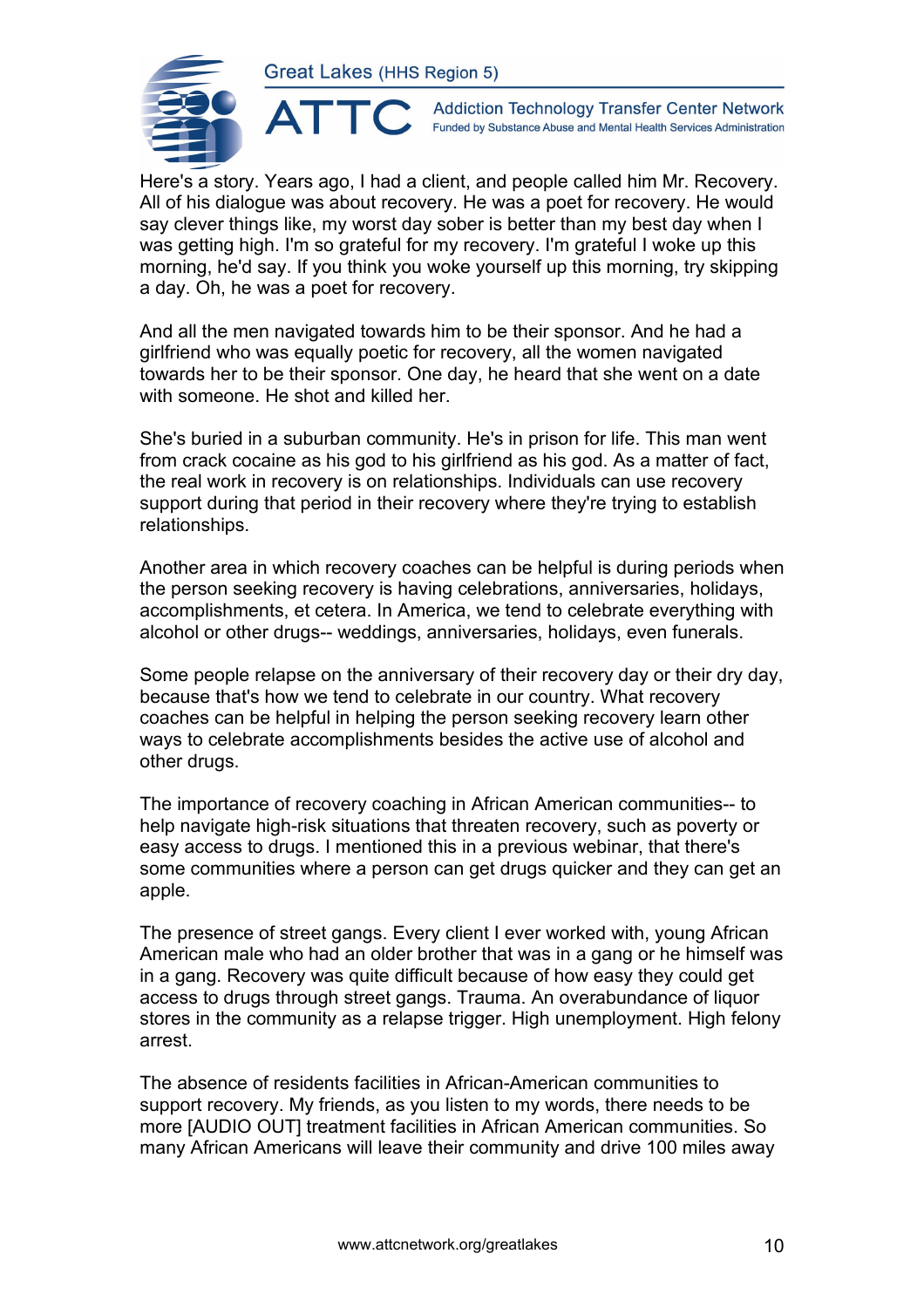Here's a story. Years ago, I had a client, and people called him Mr. Recovery. All of his dialogue was about recovery. He was a poet for recovery. He would say clever things like, my worst day sober is better than my best day when I was getting high. I'm so grateful for my recovery. I'm grateful I woke up this morning, he'd say. If you think you woke yourself up this morning, try skipping a day. Oh, he was a poet for recovery.

And all the men navigated towards him to be their sponsor. And he had a girlfriend who was equally poetic for recovery, all the women navigated towards her to be their sponsor. One day, he heard that she went on a date with someone. He shot and killed her.

She's buried in a suburban community. He's in prison for life. This man went from crack cocaine as his god to his girlfriend as his god. As a matter of fact, the real work in recovery is on relationships. Individuals can use recovery support during that period in their recovery where they're trying to establish relationships.

Another area in which recovery coaches can be helpful is during periods when the person seeking recovery is having celebrations, anniversaries, holidays, accomplishments, et cetera. In America, we tend to celebrate everything with alcohol or other drugs-- weddings, anniversaries, holidays, even funerals.

Some people relapse on the anniversary of their recovery day or their dry day, because that's how we tend to celebrate in our country. What recovery coaches can be helpful in helping the person seeking recovery learn other ways to celebrate accomplishments besides the active use of alcohol and other drugs.

The importance of recovery coaching in African American communities-- to help navigate high-risk situations that threaten recovery, such as poverty or easy access to drugs. I mentioned this in a previous webinar, that there's some communities where a person can get drugs quicker and they can get an apple.

The presence of street gangs. Every client I ever worked with, young African American male who had an older brother that was in a gang or he himself was in a gang. Recovery was quite difficult because of how easy they could get access to drugs through street gangs. Trauma. An overabundance of liquor stores in the community as a relapse trigger. High unemployment. High felony arrest.

The absence of residents facilities in African-American communities to support recovery. My friends, as you listen to my words, there needs to be more [AUDIO OUT] treatment facilities in African American communities. So many African Americans will leave their community and drive 100 miles away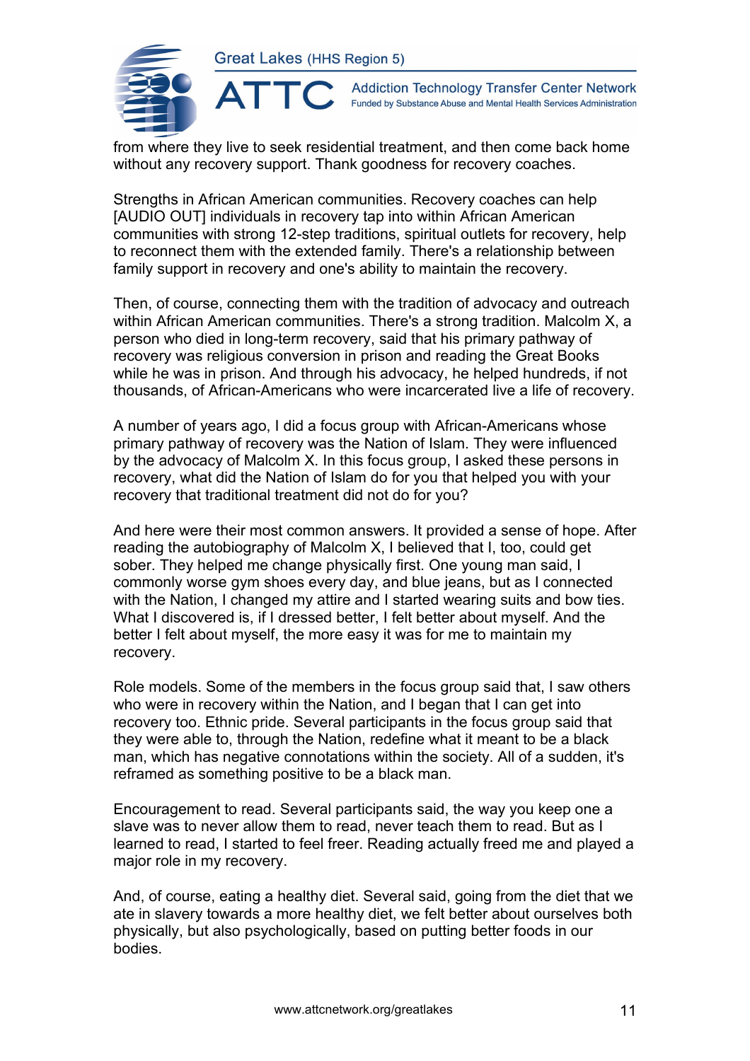from where they live to seek residential treatment, and then come back home without any recovery support. Thank goodness for recovery coaches.

Strengths in African American communities. Recovery coaches can help [AUDIO OUT] individuals in recovery tap into within African American communities with strong 12-step traditions, spiritual outlets for recovery, help to reconnect them with the extended family. There's a relationship between family support in recovery and one's ability to maintain the recovery.

Then, of course, connecting them with the tradition of advocacy and outreach within African American communities. There's a strong tradition. Malcolm X, a person who died in long-term recovery, said that his primary pathway of recovery was religious conversion in prison and reading the Great Books while he was in prison. And through his advocacy, he helped hundreds, if not thousands, of African-Americans who were incarcerated live a life of recovery.

A number of years ago, I did a focus group with African-Americans whose primary pathway of recovery was the Nation of Islam. They were influenced by the advocacy of Malcolm X. In this focus group, I asked these persons in recovery, what did the Nation of Islam do for you that helped you with your recovery that traditional treatment did not do for you?

And here were their most common answers. It provided a sense of hope. After reading the autobiography of Malcolm X, I believed that I, too, could get sober. They helped me change physically first. One young man said, I commonly worse gym shoes every day, and blue jeans, but as I connected with the Nation, I changed my attire and I started wearing suits and bow ties. What I discovered is, if I dressed better, I felt better about myself. And the better I felt about myself, the more easy it was for me to maintain my recovery.

Role models. Some of the members in the focus group said that, I saw others who were in recovery within the Nation, and I began that I can get into recovery too. Ethnic pride. Several participants in the focus group said that they were able to, through the Nation, redefine what it meant to be a black man, which has negative connotations within the society. All of a sudden, it's reframed as something positive to be a black man.

Encouragement to read. Several participants said, the way you keep one a slave was to never allow them to read, never teach them to read. But as I learned to read, I started to feel freer. Reading actually freed me and played a major role in my recovery.

And, of course, eating a healthy diet. Several said, going from the diet that we ate in slavery towards a more healthy diet, we felt better about ourselves both physically, but also psychologically, based on putting better foods in our bodies.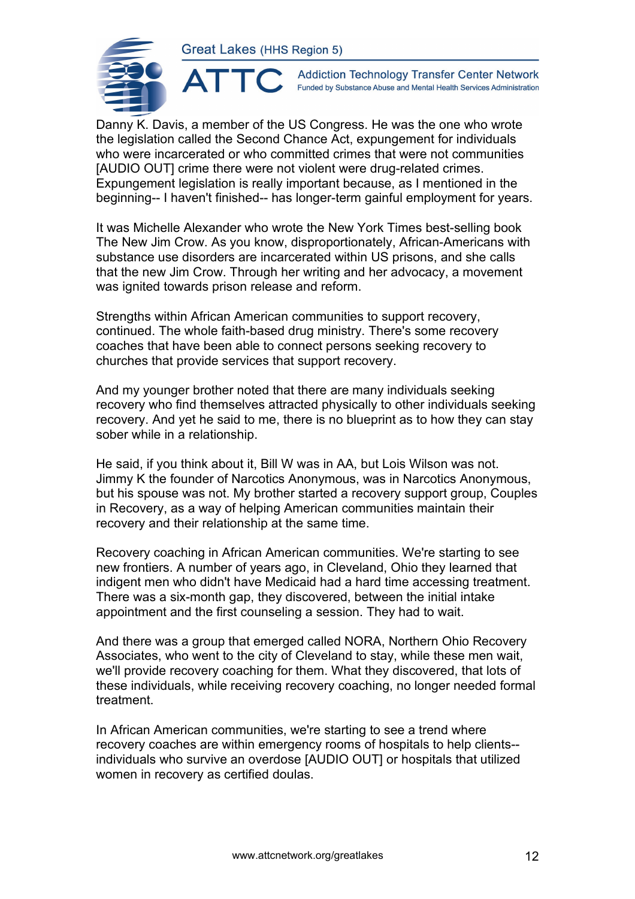Danny K. Davis, a member of the US Congress. He was the one who wrote the legislation called the Second Chance Act, expungement for individuals who were incarcerated or who committed crimes that were not communities [AUDIO OUT] crime there were not violent were drug-related crimes. Expungement legislation is really important because, as I mentioned in the beginning-- I haven't finished-- has longer-term gainful employment for years.

It was Michelle Alexander who wrote the New York Times best-selling book The New Jim Crow. As you know, disproportionately, African-Americans with substance use disorders are incarcerated within US prisons, and she calls that the new Jim Crow. Through her writing and her advocacy, a movement was ignited towards prison release and reform.

Strengths within African American communities to support recovery, continued. The whole faith-based drug ministry. There's some recovery coaches that have been able to connect persons seeking recovery to churches that provide services that support recovery.

And my younger brother noted that there are many individuals seeking recovery who find themselves attracted physically to other individuals seeking recovery. And yet he said to me, there is no blueprint as to how they can stay sober while in a relationship.

He said, if you think about it, Bill W was in AA, but Lois Wilson was not. Jimmy K the founder of Narcotics Anonymous, was in Narcotics Anonymous, but his spouse was not. My brother started a recovery support group, Couples in Recovery, as a way of helping American communities maintain their recovery and their relationship at the same time.

Recovery coaching in African American communities. We're starting to see new frontiers. A number of years ago, in Cleveland, Ohio they learned that indigent men who didn't have Medicaid had a hard time accessing treatment. There was a six-month gap, they discovered, between the initial intake appointment and the first counseling a session. They had to wait.

And there was a group that emerged called NORA, Northern Ohio Recovery Associates, who went to the city of Cleveland to stay, while these men wait, we'll provide recovery coaching for them. What they discovered, that lots of these individuals, while receiving recovery coaching, no longer needed formal treatment.

In African American communities, we're starting to see a trend where recovery coaches are within emergency rooms of hospitals to help clients-- individuals who survive an overdose [AUDIO OUT] or hospitals that utilized women in recovery as certified doulas.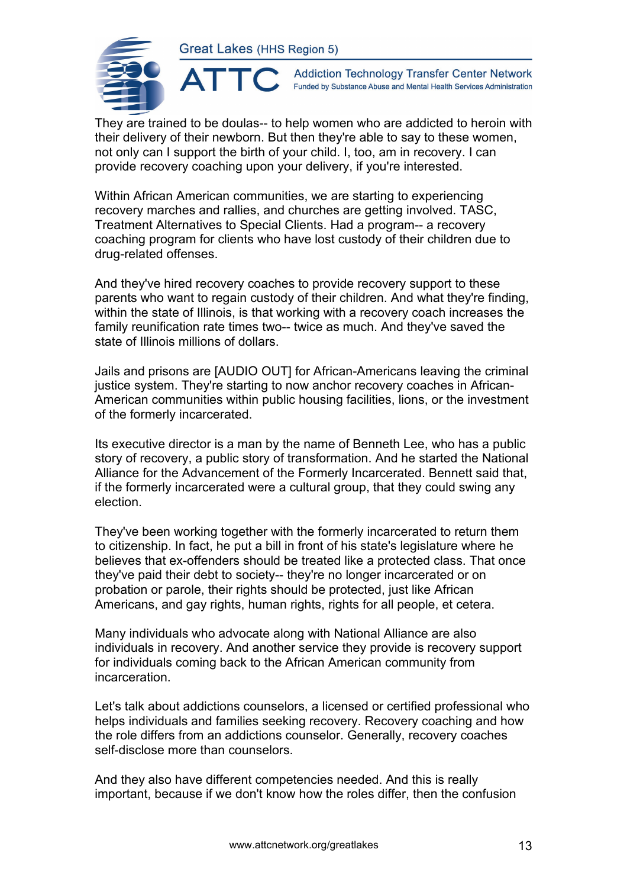They are trained to be doulas-- to help women who are addicted to heroin with their delivery of their newborn. But then they're able to say to these women, not only can I support the birth of your child. I, too, am in recovery. I can provide recovery coaching upon your delivery, if you're interested.

Within African American communities, we are starting to experiencing recovery marches and rallies, and churches are getting involved. TASC, Treatment Alternatives to Special Clients. Had a program-- a recovery coaching program for clients who have lost custody of their children due to drug-related offenses.

And they've hired recovery coaches to provide recovery support to these parents who want to regain custody of their children. And what they're finding, within the state of Illinois, is that working with a recovery coach increases the family reunification rate times two-- twice as much. And they've saved the state of Illinois millions of dollars.

Jails and prisons are [AUDIO OUT] for African-Americans leaving the criminal justice system. They're starting to now anchor recovery coaches in African-American communities within public housing facilities, lions, or the investment of the formerly incarcerated.

Its executive director is a man by the name of Benneth Lee, who has a public story of recovery, a public story of transformation. And he started the National Alliance for the Advancement of the Formerly Incarcerated. Bennett said that, if the formerly incarcerated were a cultural group, that they could swing any election.

They've been working together with the formerly incarcerated to return them to citizenship. In fact, he put a bill in front of his state's legislature where he believes that ex-offenders should be treated like a protected class. That once they've paid their debt to society-- they're no longer incarcerated or on probation or parole, their rights should be protected, just like African Americans, and gay rights, human rights, rights for all people, et cetera.

Many individuals who advocate along with National Alliance are also individuals in recovery. And another service they provide is recovery support for individuals coming back to the African American community from incarceration.

Let's talk about addictions counselors, a licensed or certified professional who helps individuals and families seeking recovery. Recovery coaching and how the role differs from an addictions counselor. Generally, recovery coaches self-disclose more than counselors.

And they also have different competencies needed. And this is really important, because if we don't know how the roles differ, then the confusion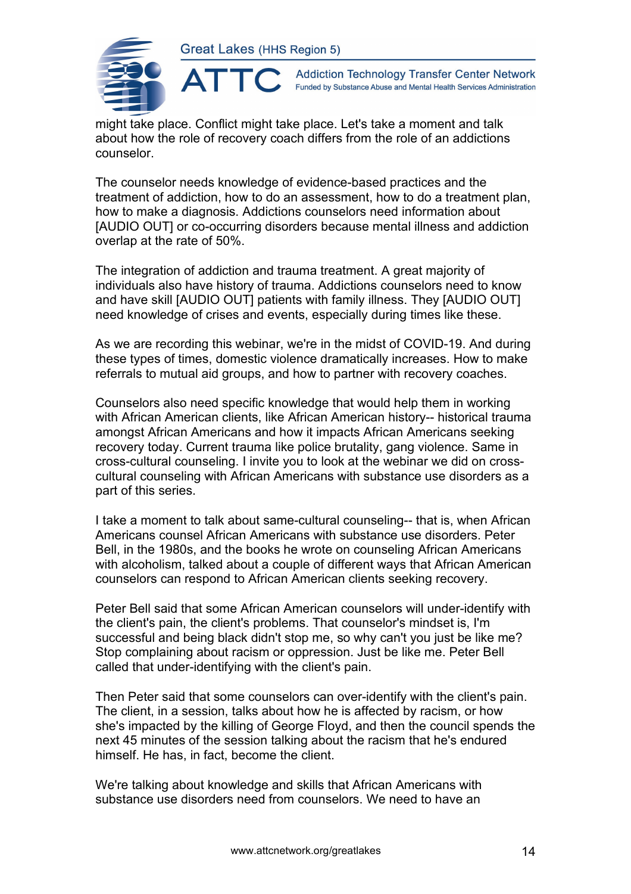might take place. Conflict might take place. Let's take a moment and talk about how the role of recovery coach differs from the role of an addictions counselor.

The counselor needs knowledge of evidence-based practices and the treatment of addiction, how to do an assessment, how to do a treatment plan, how to make a diagnosis. Addictions counselors need information about [AUDIO OUT] or co-occurring disorders because mental illness and addiction overlap at the rate of 50%.

The integration of addiction and trauma treatment. A great majority of individuals also have history of trauma. Addictions counselors need to know and have skill [AUDIO OUT] patients with family illness. They [AUDIO OUT] need knowledge of crises and events, especially during times like these.

As we are recording this webinar, we're in the midst of COVID-19. And during these types of times, domestic violence dramatically increases. How to make referrals to mutual aid groups, and how to partner with recovery coaches.

Counselors also need specific knowledge that would help them in working with African American clients, like African American history-- historical trauma amongst African Americans and how it impacts African Americans seeking recovery today. Current trauma like police brutality, gang violence. Same in cross-cultural counseling. I invite you to look at the webinar we did on cross-cultural counseling with African Americans with substance use disorders as a part of this series.

I take a moment to talk about same-cultural counseling-- that is, when African Americans counsel African Americans with substance use disorders. Peter Bell, in the 1980s, and the books he wrote on counseling African Americans with alcoholism, talked about a couple of different ways that African American counselors can respond to African American clients seeking recovery.

Peter Bell said that some African American counselors will under-identify with the client's pain, the client's problems. That counselor's mindset is, I'm successful and being black didn't stop me, so why can't you just be like me? Stop complaining about racism or oppression. Just be like me. Peter Bell called that under-identifying with the client's pain.

Then Peter said that some counselors can over-identify with the client's pain. The client, in a session, talks about how he is affected by racism, or how she's impacted by the killing of George Floyd, and then the council spends the next 45 minutes of the session talking about the racism that he's endured himself. He has, in fact, become the client.

We're talking about knowledge and skills that African Americans with substance use disorders need from counselors. We need to have an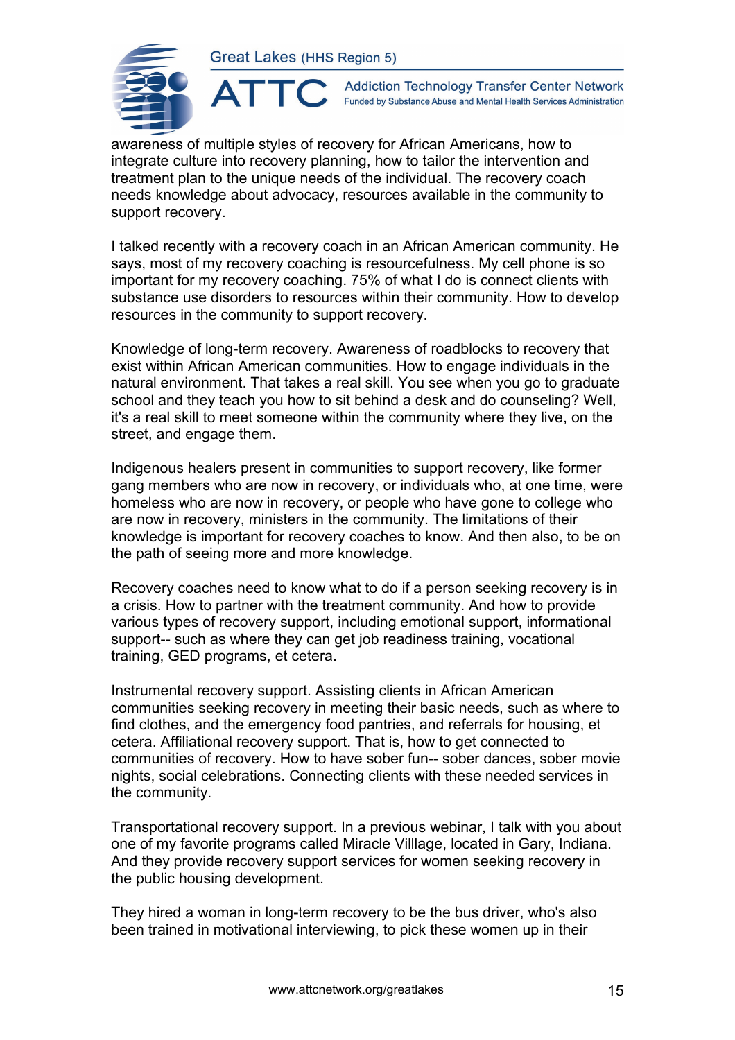awareness of multiple styles of recovery for African Americans, how to integrate culture into recovery planning, how to tailor the intervention and treatment plan to the unique needs of the individual. The recovery coach needs knowledge about advocacy, resources available in the community to support recovery.

I talked recently with a recovery coach in an African American community. He says, most of my recovery coaching is resourcefulness. My cell phone is so important for my recovery coaching. 75% of what I do is connect clients with substance use disorders to resources within their community. How to develop resources in the community to support recovery.

Knowledge of long-term recovery. Awareness of roadblocks to recovery that exist within African American communities. How to engage individuals in the natural environment. That takes a real skill. You see when you go to graduate school and they teach you how to sit behind a desk and do counseling? Well, it's a real skill to meet someone within the community where they live, on the street, and engage them.

Indigenous healers present in communities to support recovery, like former gang members who are now in recovery, or individuals who, at one time, were homeless who are now in recovery, or people who have gone to college who are now in recovery, ministers in the community. The limitations of their knowledge is important for recovery coaches to know. And then also, to be on the path of seeing more and more knowledge.

Recovery coaches need to know what to do if a person seeking recovery is in a crisis. How to partner with the treatment community. And how to provide various types of recovery support, including emotional support, informational support-- such as where they can get job readiness training, vocational training, GED programs, et cetera.

Instrumental recovery support. Assisting clients in African American communities seeking recovery in meeting their basic needs, such as where to find clothes, and the emergency food pantries, and referrals for housing, et cetera. Affiliational recovery support. That is, how to get connected to communities of recovery. How to have sober fun-- sober dances, sober movie nights, social celebrations. Connecting clients with these needed services in the community.

Transportational recovery support. In a previous webinar, I talk with you about one of my favorite programs called Miracle Villlage, located in Gary, Indiana. And they provide recovery support services for women seeking recovery in the public housing development.

They hired a woman in long-term recovery to be the bus driver, who's also been trained in motivational interviewing, to pick these women up in their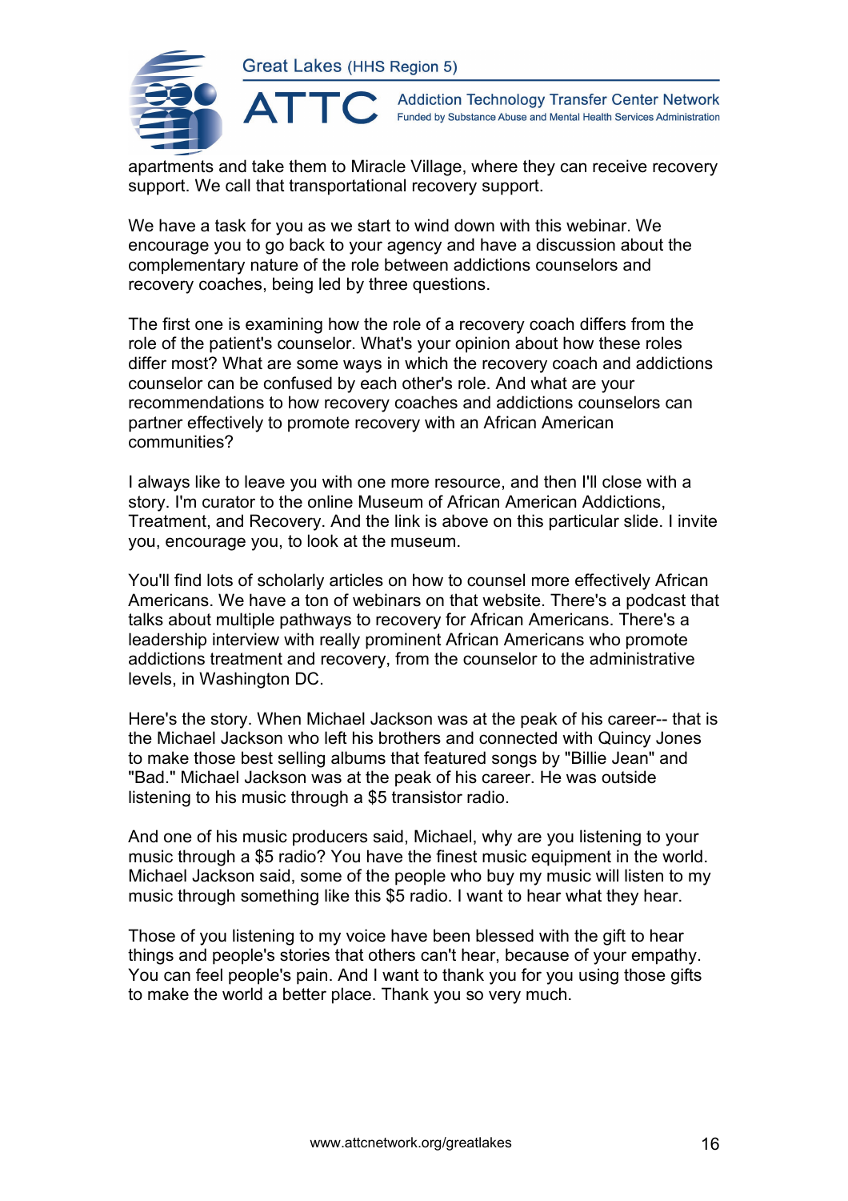apartments and take them to Miracle Village, where they can receive recovery support. We call that transportational recovery support.

We have a task for you as we start to wind down with this webinar. We encourage you to go back to your agency and have a discussion about the complementary nature of the role between addictions counselors and recovery coaches, being led by three questions.

The first one is examining how the role of a recovery coach differs from the role of the patient's counselor. What's your opinion about how these roles differ most? What are some ways in which the recovery coach and addictions counselor can be confused by each other's role. And what are your recommendations to how recovery coaches and addictions counselors can partner effectively to promote recovery with an African American communities?

I always like to leave you with one more resource, and then I'll close with a story. I'm curator to the online Museum of African American Addictions, Treatment, and Recovery. And the link is above on this particular slide. I invite you, encourage you, to look at the museum.

You'll find lots of scholarly articles on how to counsel more effectively African Americans. We have a ton of webinars on that website. There's a podcast that talks about multiple pathways to recovery for African Americans. There's a leadership interview with really prominent African Americans who promote addictions treatment and recovery, from the counselor to the administrative levels, in Washington DC.

Here's the story. When Michael Jackson was at the peak of his career-- that is the Michael Jackson who left his brothers and connected with Quincy Jones to make those best selling albums that featured songs by "Billie Jean" and "Bad." Michael Jackson was at the peak of his career. He was outside listening to his music through a $5 transistor radio.

And one of his music producers said, Michael, why are you listening to your music through a $5 radio? You have the finest music equipment in the world. Michael Jackson said, some of the people who buy my music will listen to my music through something like this $5 radio. I want to hear what they hear.

Those of you listening to my voice have been blessed with the gift to hear things and people's stories that others can't hear, because of your empathy. You can feel people's pain. And I want to thank you for you using those gifts to make the world a better place. Thank you so very much.